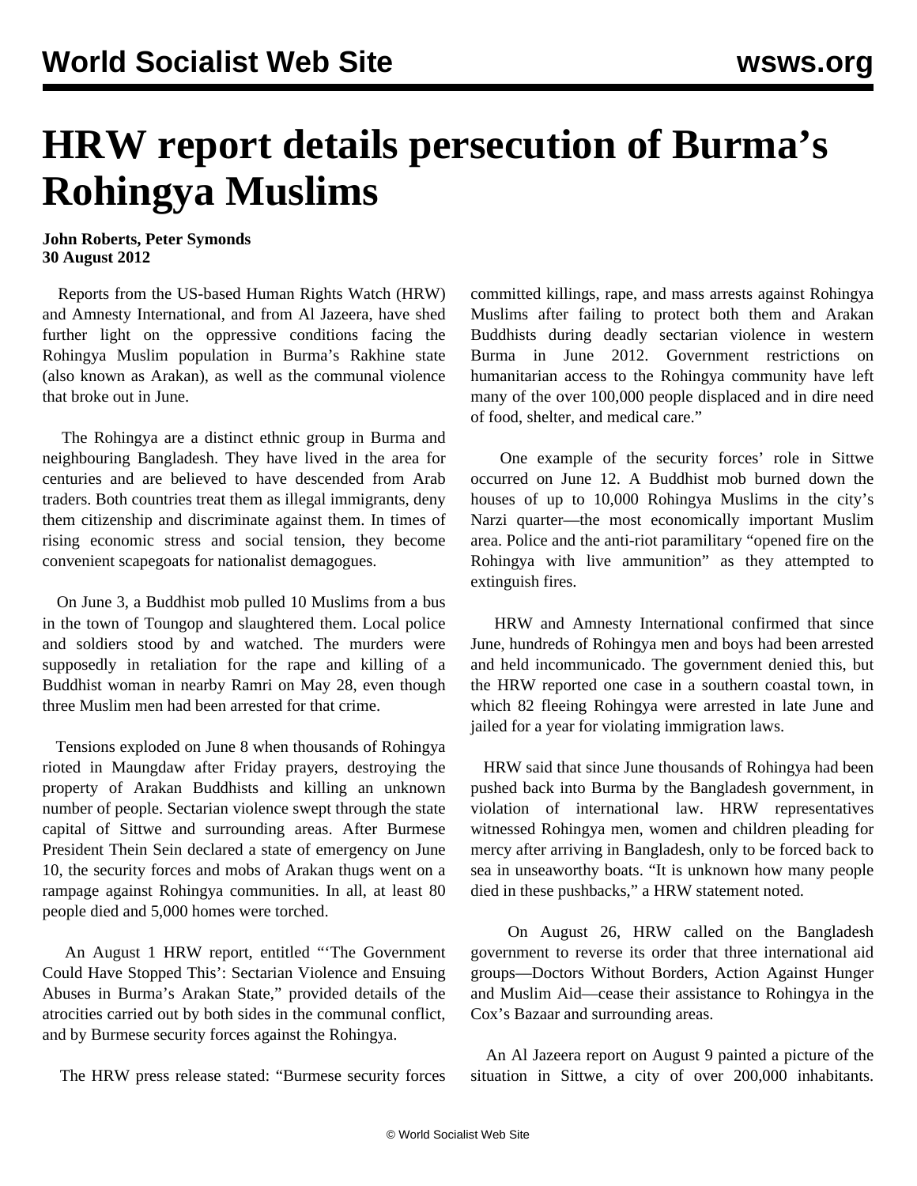# HRW report details persecution of Burma's Rohingya Muslims

**John Roberts, Peter Symonds**
**30 August 2012**

Reports from the US-based Human Rights Watch (HRW) and Amnesty International, and from Al Jazeera, have shed further light on the oppressive conditions facing the Rohingya Muslim population in Burma's Rakhine state (also known as Arakan), as well as the communal violence that broke out in June.

The Rohingya are a distinct ethnic group in Burma and neighbouring Bangladesh. They have lived in the area for centuries and are believed to have descended from Arab traders. Both countries treat them as illegal immigrants, deny them citizenship and discriminate against them. In times of rising economic stress and social tension, they become convenient scapegoats for nationalist demagogues.

On June 3, a Buddhist mob pulled 10 Muslims from a bus in the town of Toungop and slaughtered them. Local police and soldiers stood by and watched. The murders were supposedly in retaliation for the rape and killing of a Buddhist woman in nearby Ramri on May 28, even though three Muslim men had been arrested for that crime.

Tensions exploded on June 8 when thousands of Rohingya rioted in Maungdaw after Friday prayers, destroying the property of Arakan Buddhists and killing an unknown number of people. Sectarian violence swept through the state capital of Sittwe and surrounding areas. After Burmese President Thein Sein declared a state of emergency on June 10, the security forces and mobs of Arakan thugs went on a rampage against Rohingya communities. In all, at least 80 people died and 5,000 homes were torched.

An August 1 HRW report, entitled "'The Government Could Have Stopped This': Sectarian Violence and Ensuing Abuses in Burma's Arakan State," provided details of the atrocities carried out by both sides in the communal conflict, and by Burmese security forces against the Rohingya.

The HRW press release stated: "Burmese security forces committed killings, rape, and mass arrests against Rohingya Muslims after failing to protect both them and Arakan Buddhists during deadly sectarian violence in western Burma in June 2012. Government restrictions on humanitarian access to the Rohingya community have left many of the over 100,000 people displaced and in dire need of food, shelter, and medical care."

One example of the security forces' role in Sittwe occurred on June 12. A Buddhist mob burned down the houses of up to 10,000 Rohingya Muslims in the city's Narzi quarter—the most economically important Muslim area. Police and the anti-riot paramilitary "opened fire on the Rohingya with live ammunition" as they attempted to extinguish fires.

HRW and Amnesty International confirmed that since June, hundreds of Rohingya men and boys had been arrested and held incommunicado. The government denied this, but the HRW reported one case in a southern coastal town, in which 82 fleeing Rohingya were arrested in late June and jailed for a year for violating immigration laws.

HRW said that since June thousands of Rohingya had been pushed back into Burma by the Bangladesh government, in violation of international law. HRW representatives witnessed Rohingya men, women and children pleading for mercy after arriving in Bangladesh, only to be forced back to sea in unseaworthy boats. "It is unknown how many people died in these pushbacks," a HRW statement noted.

On August 26, HRW called on the Bangladesh government to reverse its order that three international aid groups—Doctors Without Borders, Action Against Hunger and Muslim Aid—cease their assistance to Rohingya in the Cox's Bazaar and surrounding areas.

An Al Jazeera report on August 9 painted a picture of the situation in Sittwe, a city of over 200,000 inhabitants.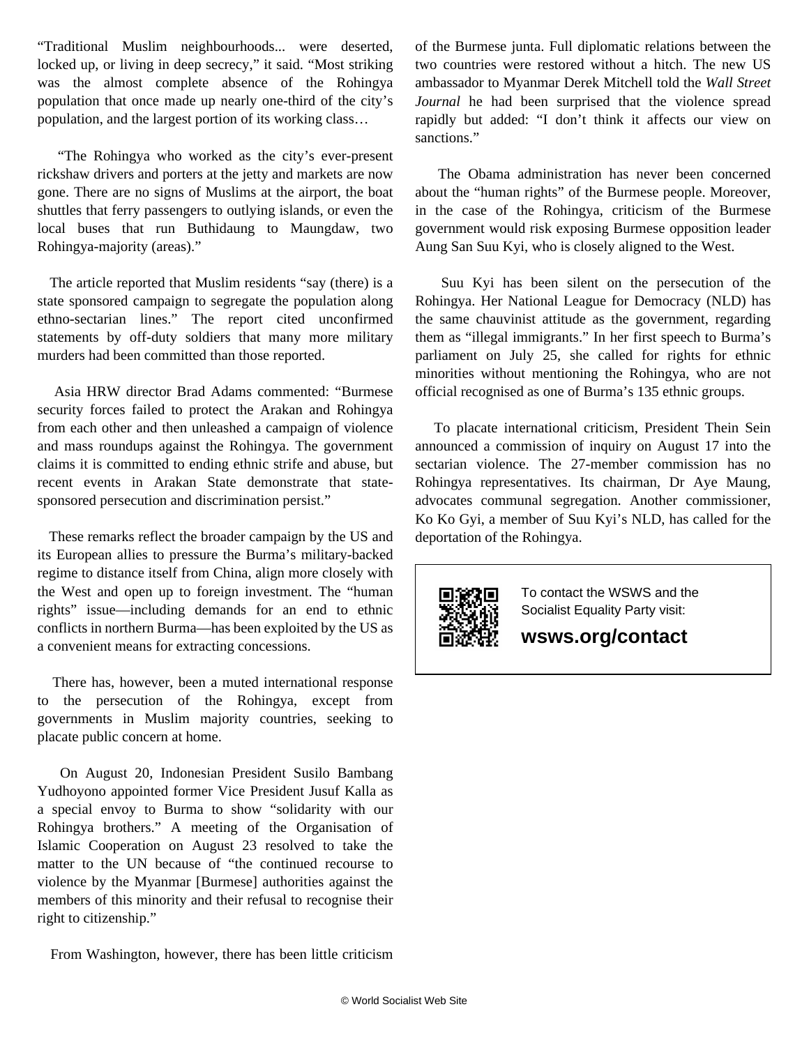"Traditional Muslim neighbourhoods... were deserted, locked up, or living in deep secrecy," it said. "Most striking was the almost complete absence of the Rohingya population that once made up nearly one-third of the city's population, and the largest portion of its working class…

"The Rohingya who worked as the city's ever-present rickshaw drivers and porters at the jetty and markets are now gone. There are no signs of Muslims at the airport, the boat shuttles that ferry passengers to outlying islands, or even the local buses that run Buthidaung to Maungdaw, two Rohingya-majority (areas)."

The article reported that Muslim residents "say (there) is a state sponsored campaign to segregate the population along ethno-sectarian lines." The report cited unconfirmed statements by off-duty soldiers that many more military murders had been committed than those reported.

Asia HRW director Brad Adams commented: "Burmese security forces failed to protect the Arakan and Rohingya from each other and then unleashed a campaign of violence and mass roundups against the Rohingya. The government claims it is committed to ending ethnic strife and abuse, but recent events in Arakan State demonstrate that state-sponsored persecution and discrimination persist."

These remarks reflect the broader campaign by the US and its European allies to pressure the Burma's military-backed regime to distance itself from China, align more closely with the West and open up to foreign investment. The "human rights" issue—including demands for an end to ethnic conflicts in northern Burma—has been exploited by the US as a convenient means for extracting concessions.

There has, however, been a muted international response to the persecution of the Rohingya, except from governments in Muslim majority countries, seeking to placate public concern at home.

On August 20, Indonesian President Susilo Bambang Yudhoyono appointed former Vice President Jusuf Kalla as a special envoy to Burma to show "solidarity with our Rohingya brothers." A meeting of the Organisation of Islamic Cooperation on August 23 resolved to take the matter to the UN because of "the continued recourse to violence by the Myanmar [Burmese] authorities against the members of this minority and their refusal to recognise their right to citizenship."

From Washington, however, there has been little criticism of the Burmese junta. Full diplomatic relations between the two countries were restored without a hitch. The new US ambassador to Myanmar Derek Mitchell told the *Wall Street Journal* he had been surprised that the violence spread rapidly but added: "I don't think it affects our view on sanctions."

The Obama administration has never been concerned about the "human rights" of the Burmese people. Moreover, in the case of the Rohingya, criticism of the Burmese government would risk exposing Burmese opposition leader Aung San Suu Kyi, who is closely aligned to the West.

Suu Kyi has been silent on the persecution of the Rohingya. Her National League for Democracy (NLD) has the same chauvinist attitude as the government, regarding them as "illegal immigrants." In her first speech to Burma's parliament on July 25, she called for rights for ethnic minorities without mentioning the Rohingya, who are not official recognised as one of Burma's 135 ethnic groups.

To placate international criticism, President Thein Sein announced a commission of inquiry on August 17 into the sectarian violence. The 27-member commission has no Rohingya representatives. Its chairman, Dr Aye Maung, advocates communal segregation. Another commissioner, Ko Ko Gyi, a member of Suu Kyi's NLD, has called for the deportation of the Rohingya.

To contact the WSWS and the Socialist Equality Party visit:

**wsws.org/contact**